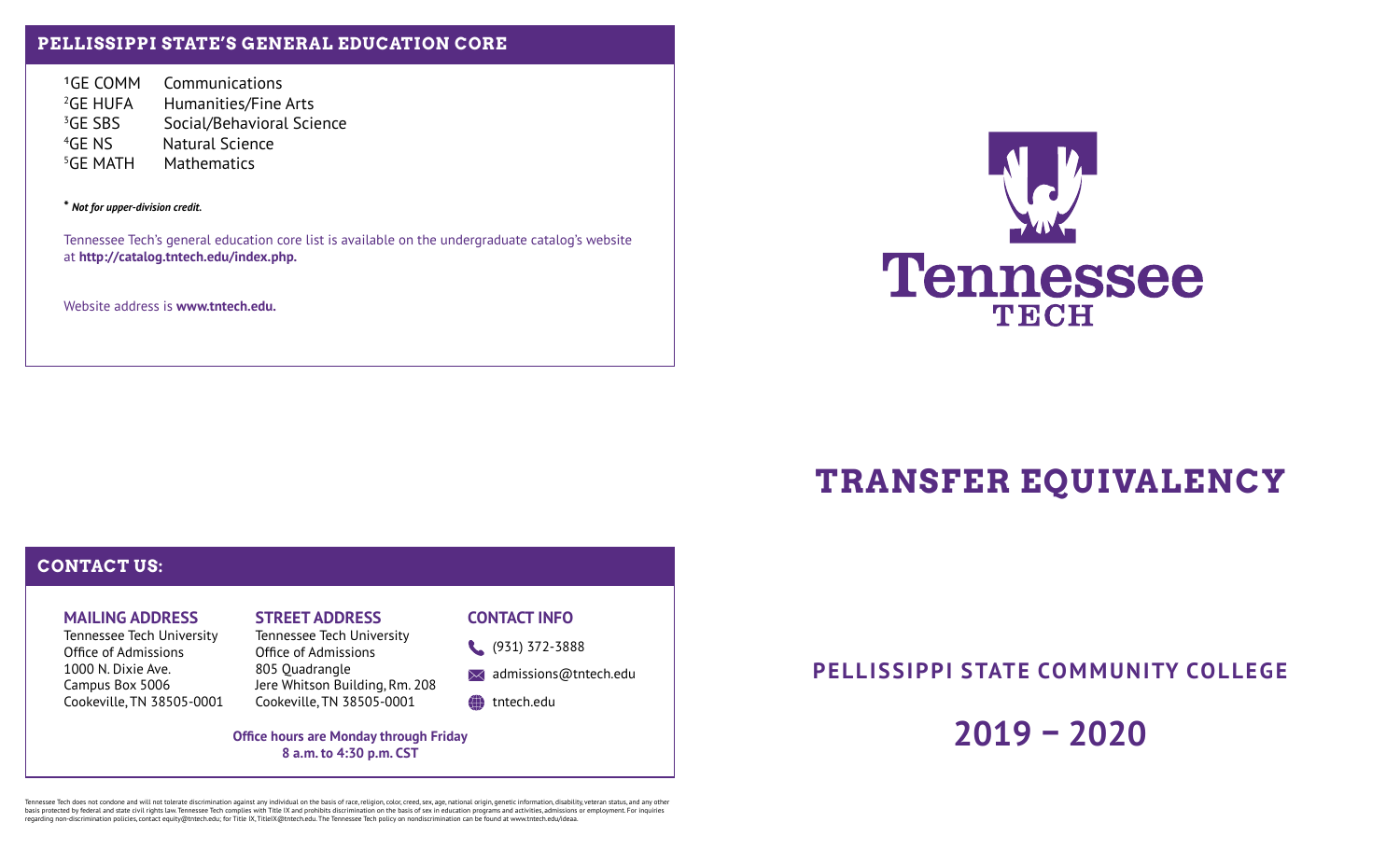## PELLISSIPPI STATE'S GENERAL EDUCATION CORE

| | |
|---|---|
| [1]GE COMM | Communications |
| [2]GE HUFA | Humanities/Fine Arts |
| [3]GE SBS | Social/Behavioral Science |
| [4]GE NS | Natural Science |
| [5]GE MATH | Mathematics |

***** *Not for upper-division credit.*

Tennessee Tech's general education core list is available on the undergraduate catalog's website at **http://catalog.tntech.edu/index.php.**

Website address is **www.tntech.edu.**

## CONTACT US:

### MAILING ADDRESS

Tennessee Tech University
Office of Admissions
1000 N. Dixie Ave.
Campus Box 5006
Cookeville, TN 38505-0001

### STREET ADDRESS

Tennessee Tech University
Office of Admissions
805 Quadrangle
Jere Whitson Building, Rm. 208
Cookeville, TN 38505-0001

### CONTACT INFO

(931) 372-3888
admissions@tntech.edu
tntech.edu

**Office hours are Monday through Friday 8 a.m. to 4:30 p.m. CST**

Tennessee Tech does not condone and will not tolerate discrimination against any individual on the basis of race, religion, color, creed, sex, age, national origin, genetic information, disability, veteran status, and any other basis protected by federal and state civil rights law. Tennessee Tech complies with Title IX and prohibits discrimination on the basis of sex in education programs and activities, admissions or employment. For inquiries regarding non-discrimination policies, contact equity@tntech.edu; for Title IX, TitleIX@tntech.edu. The Tennessee Tech policy on nondiscrimination can be found at www.tntech.edu/ideaa.

Tennessee TECH

# TRANSFER EQUIVALENCY

## PELLISSIPPI STATE COMMUNITY COLLEGE

## 2019 – 2020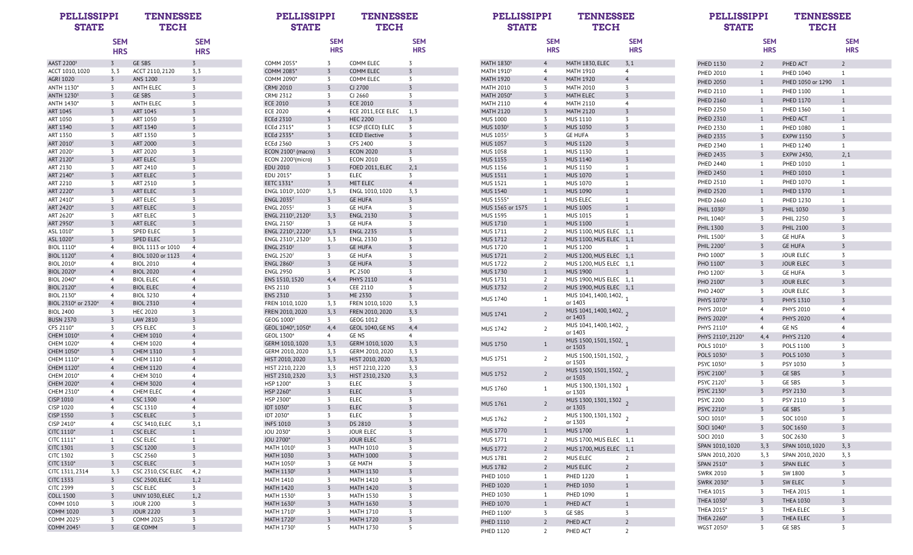| PELLISSIPPI STATE | SEM HRS | TENNESSEE TECH | SEM HRS |
|---|---|---|---|
| AAST 2200[5] | 3 | GE SBS | 3 |
| ACCT 1010, 1020 | 3, 3 | ACCT 2110, 2120 | 3, 3 |
| AGRI 1020 | 3 | ANS 1200 | 3 |
| ANTH 1130* | 3 | ANTH ELEC | 3 |
| ANTH 1230[5] | 3 | GE SBS | 3 |
| ANTH 1430* | 3 | ANTH ELEC | 3 |
| ART 1045 | 3 | ART 1045 | 3 |
| ART 1050 | 3 | ART 1050 | 3 |
| ART 1340 | 3 | ART 1340 | 3 |
| ART 1350 | 3 | ART 1350 | 3 |
| ART 2010[2] | 3 | ART 2000 | 3 |
| ART 2020[2] | 3 | ART 2020 | 3 |
| ART 2120* | 3 | ART ELEC | 3 |
| ART 2130 | 3 | ART 2410 | 3 |
| ART 2140* | 3 | ART ELEC | 3 |
| ART 2210 | 3 | ART 2510 | 3 |
| ART 2220* | 3 | ART ELEC | 3 |
| ART 2410* | 3 | ART ELEC | 3 |
| ART 2420* | 3 | ART ELEC | 3 |
| ART 2620* | 3 | ART ELEC | 3 |
| ART 2950* | 3 | ART ELEC | 3 |
| ASL 1010* | 3 | SPED ELEC | 3 |
| ASL 1020* | 3 | SPED ELEC | 3 |
| BIOL 1110[4] | 4 | BIOL 1113 or 1010 | 4 |
| BIOL 1120[4] | 4 | BIOL 1020 or 1123 | 4 |
| BIOL 2010[4] | 4 | BIOL 2010 | 4 |
| BIOL 2020[4] | 4 | BIOL 2020 | 4 |
| BIOL 2040* | 4 | BIOL ELEC | 4 |
| BIOL 2120* | 4 | BIOL ELEC | 4 |
| BIOL 2130* | 4 | BIOL 3230 | 4 |
| BIOL 2310[4] or 2320[4] | 4 | BIOL 2310 | 4 |
| BIOL 2400 | 3 | HEC 2020 | 3 |
| BUSN 2370 | 3 | LAW 2810 | 3 |
| CFS 2110* | 3 | CFS ELEC | 3 |
| CHEM 1010[4] | 4 | CHEM 1010 | 4 |
| CHEM 1020[4] | 4 | CHEM 1020 | 4 |
| CHEM 1050[4] | 3 | CHEM 1310 | 3 |
| CHEM 1110[4] | 4 | CHEM 1110 | 4 |
| CHEM 1120[4] | 4 | CHEM 1120 | 4 |
| CHEM 2010* | 4 | CHEM 3010 | 4 |
| CHEM 2020* | 4 | CHEM 3020 | 4 |
| CHEM 2310* | 4 | CHEM ELEC | 4 |
| CISP 1010 | 4 | CSC 1300 | 4 |
| CISP 1020 | 4 | CSC 1310 | 4 |
| CISP 1550 | 3 | CSC ELEC | 3 |
| CISP 2410* | 4 | CSC 3410, ELEC | 3, 1 |
| CITC 1110* | 1 | CSC ELEC | 1 |
| CITC 1111* | 1 | CSC ELEC | 1 |
| CITC 1301 | 3 | CSC 1200 | 3 |
| CITC 1302 | 3 | CSC 2560 | 3 |
| CITC 1310* | 3 | CSC ELEC | 3 |
| CITC 1311, 2314 | 3, 3 | CSC 2310, CSC ELEC | 4, 2 |
| CITC 1333 | 3 | CSC 2500, ELEC | 1, 2 |
| CITC 2399 | 3 | CSC ELEC | 3 |
| COLL 1500 | 3 | UNIV 1030, ELEC | 1, 2 |
| COMM 1010 | 3 | JOUR 2200 | 3 |
| COMM 1020 | 3 | JOUR 2220 | 3 |
| COMM 2025[1] | 3 | COMM 2025 | 3 |
| COMM 2045[1] | 3 | GE COMM | 3 |
| COMM 2055* | 3 | COMM ELEC | 3 |
| COMM 2085* | 3 | COMM ELEC | 3 |
| COMM 2090* | 3 | COMM ELEC | 3 |
| CRMJ 2010 | 3 | CJ 2700 | 3 |
| CRMJ 2312 | 3 | CJ 2660 | 3 |
| ECE 2010 | 3 | ECE 2010 | 3 |
| ECE 2020 | 4 | ECE 2011, ECE ELEC | 1, 3 |
| ECEd 2310 | 3 | HEC 2200 | 3 |
| ECEd 2315* | 3 | ECSP (ECED) ELEC | 3 |
| ECEd 2335* | 3 | ECED Elective | 3 |
| ECEd 2360 | 3 | CFS 2400 | 3 |
| ECON 2100[5] (macro) | 3 | ECON 2020 | 3 |
| ECON 2200[5] (micro) | 3 | ECON 2010 | 3 |
| EDU 2010 | 3 | FOED 2011, ELEC | 2, 1 |
| EDU 2015* | 3 | ELEC | 3 |
| EETC 1331* | 3 | MET ELEC | 4 |
| ENGL 1010[1], 1020[1] | 3, 3 | ENGL 1010, 1020 | 3, 3 |
| ENGL 2035[2] | 3 | GE HUFA | 3 |
| ENGL 2055[2] | 3 | GE HUFA | 3 |
| ENGL 2110[2], 2120[2] | 3, 3 | ENGL 2130 | 3 |
| ENGL 2150[2] | 3 | GE HUFA | 3 |
| ENGL 2210[2], 2220[2] | 3, 3 | ENGL 2235 | 3 |
| ENGL 2310[2], 2320[2] | 3, 3 | ENGL 2330 | 3 |
| ENGL 2510[2] | 3 | GE HUFA | 3 |
| ENGL 2520[2] | 3 | GE HUFA | 3 |
| ENGL 2860[2] | 3 | GE HUFA | 3 |
| ENGL 2950 | 3 | PC 2500 | 3 |
| ENS 1510, 1520 | 4, 4 | PHYS 2110 | 4 |
| ENS 2110 | 3 | CEE 2110 | 3 |
| ENS 2310 | 3 | ME 2330 | 3 |
| FREN 1010, 1020 | 3, 3 | FREN 1010, 1020 | 3, 3 |
| FREN 2010, 2020 | 3, 3 | FREN 2010, 2020 | 3, 3 |
| GEOG 1000[5] | 3 | GEOG 1012 | 3 |
| GEOL 1040[4], 1050[4] | 4, 4 | GEOL 1040, GE NS | 4, 4 |
| GEOL 1300[4] | 4 | GE NS | 4 |
| GERM 1010, 1020 | 3, 3 | GERM 1010, 1020 | 3, 3 |
| GERM 2010, 2020 | 3, 3 | GERM 2010, 2020 | 3, 3 |
| HIST 2010, 2020 | 3, 3 | HIST 2010, 2020 | 3, 3 |
| HIST 2210, 2220 | 3, 3 | HIST 2210, 2220 | 3, 3 |
| HIST 2310, 2320 | 3, 3 | HIST 2310, 2320 | 3, 3 |
| HSP 1200* | 3 | ELEC | 3 |
| HSP 2260* | 3 | ELEC | 3 |
| HSP 2300* | 3 | ELEC | 3 |
| IDT 1030* | 3 | ELEC | 3 |
| IDT 2030* | 3 | ELEC | 3 |
| INFS 1010 | 3 | DS 2810 | 3 |
| JOU 2030* | 3 | JOUR ELEC | 3 |
| JOU 2700* | 3 | JOUR ELEC | 3 |
| MATH 1010[3] | 3 | MATH 1010 | 3 |
| MATH 1030 | 3 | MATH 1000 | 3 |
| MATH 1050[3] | 3 | GE MATH | 3 |
| MATH 1130[3] | 3 | MATH 1130 | 3 |
| MATH 1410 | 3 | MATH 1410 | 3 |
| MATH 1420 | 3 | MATH 1420 | 3 |
| MATH 1530[3] | 3 | MATH 1530 | 3 |
| MATH 1630[3] | 3 | MATH 1630 | 3 |
| MATH 1710[3] | 3 | MATH 1710 | 3 |
| MATH 1720[3] | 3 | MATH 1720 | 3 |
| MATH 1730[3] | 5 | MATH 1730 | 5 |
| MATH 1830[3] | 4 | MATH 1830, ELEC | 3, 1 |
| MATH 1910[3] | 4 | MATH 1910 | 4 |
| MATH 1920 | 4 | MATH 1920 | 4 |
| MATH 2010 | 3 | MATH 2010 | 3 |
| MATH 2050* | 3 | MATH ELEC | 3 |
| MATH 2110 | 4 | MATH 2110 | 4 |
| MATH 2120 | 3 | MATH 2120 | 3 |
| MUS 1000 | 3 | MUS 1110 | 3 |
| MUS 1030[2] | 3 | MUS 1030 | 3 |
| MUS 1035[2] | 3 | GE HUFA | 3 |
| MUS 1057 | 3 | MUS 1120 | 3 |
| MUS 1058 | 1 | MUS 1130 | 1 |
| MUS 1155 | 3 | MUS 1140 | 3 |
| MUS 1156 | 1 | MUS 1150 | 1 |
| MUS 1511 | 1 | MUS 1070 | 1 |
| MUS 1521 | 1 | MUS 1070 | 1 |
| MUS 1540 | 1 | MUS 1090 | 1 |
| MUS 1555* | 1 | MUS ELEC | 1 |
| MUS 1565 or 1575 | 1 | MUS 1005 | 1 |
| MUS 1595 | 1 | MUS 1015 | 1 |
| MUS 1710 | 1 | MUS 1100 | 1 |
| MUS 1711 | 2 | MUS 1100, MUS ELEC | 1, 1 |
| MUS 1712 | 2 | MUS 1100, MUS ELEC | 1, 1 |
| MUS 1720 | 1 | MUS 1200 | 1 |
| MUS 1721 | 2 | MUS 1200, MUS ELEC | 1, 1 |
| MUS 1722 | 2 | MUS 1200, MUS ELEC | 1, 1 |
| MUS 1730 | 1 | MUS 1900 | 1 |
| MUS 1731 | 2 | MUS 1900, MUS ELEC | 1, 1 |
| MUS 1732 | 2 | MUS 1900, MUS ELEC | 1, 1 |
| MUS 1740 | 1 | MUS 1041, 1400, 1402, or 1403 | 1 |
| MUS 1741 | 2 | MUS 1041, 1400, 1402, or 1403 | 2 |
| MUS 1742 | 2 | MUS 1041, 1400, 1402, or 1403 | 2 |
| MUS 1750 | 1 | MUS 1500, 1501, 1502, or 1503 | 1 |
| MUS 1751 | 2 | MUS 1500, 1501, 1502, or 1503 | 2 |
| MUS 1752 | 2 | MUS 1500, 1501, 1502, or 1503 | 2 |
| MUS 1760 | 1 | MUS 1300, 1301, 1302 or 1303 | 1 |
| MUS 1761 | 2 | MUS 1300, 1301, 1302 or 1303 | 2 |
| MUS 1762 | 2 | MUS 1300, 1301, 1302 or 1303 | 2 |
| MUS 1770 | 1 | MUS 1700 | 1 |
| MUS 1771 | 2 | MUS 1700, MUS ELEC | 1, 1 |
| MUS 1772 | 2 | MUS 1700, MUS ELEC | 1, 1 |
| MUS 1781 | 2 | MUS ELEC | 2 |
| MUS 1782 | 2 | MUS ELEC | 2 |
| PHED 1010 | 1 | PHED 1220 | 1 |
| PHED 1020 | 1 | PHED 1030 | 1 |
| PHED 1030 | 1 | PHED 1090 | 1 |
| PHED 1070 | 1 | PHED ACT | 1 |
| PHED 1100[5] | 3 | GE SBS | 3 |
| PHED 1110 | 2 | PHED ACT | 2 |
| PHED 1120 | 2 | PHED ACT | 2 |
| PHED 1130 | 2 | PHED ACT | 2 |
| PHED 2010 | 1 | PHED 1040 | 1 |
| PHED 2050 | 1 | PHED 1050 or 1290 | 1 |
| PHED 2110 | 1 | PHED 1100 | 1 |
| PHED 2160 | 1 | PHED 1170 | 1 |
| PHED 2250 | 1 | PHED 1360 | 1 |
| PHED 2310 | 1 | PHED ACT | 1 |
| PHED 2330 | 1 | PHED 1080 | 1 |
| PHED 2335 | 3 | EXPW 1150 | 3 |
| PHED 2340 | 1 | PHED 1240 | 1 |
| PHED 2435 | 3 | EXPW 2430, | 2, 1 |
| PHED 2440 | 1 | PHED 1010 | 1 |
| PHED 2450 | 1 | PHED 1010 | 1 |
| PHED 2510 | 1 | PHED 1070 | 1 |
| PHED 2520 | 1 | PHED 1370 | 1 |
| PHED 2660 | 1 | PHED 1230 | 1 |
| PHIL 1030[2] | 3 | PHIL 1030 | 3 |
| PHIL 1040[2] | 3 | PHIL 2250 | 3 |
| PHIL 1300 | 3 | PHIL 2100 | 3 |
| PHIL 1500[2] | 3 | GE HUFA | 3 |
| PHIL 2200[2] | 3 | GE HUFA | 3 |
| PHO 1000* | 3 | JOUR ELEC | 3 |
| PHO 1100* | 3 | JOUR ELEC | 3 |
| PHO 1200[2] | 3 | GE HUFA | 3 |
| PHO 2100* | 3 | JOUR ELEC | 3 |
| PHO 2400* | 3 | JOUR ELEC | 3 |
| PHYS 1070[4] | 3 | PHYS 1310 | 3 |
| PHYS 2010[4] | 4 | PHYS 2010 | 4 |
| PHYS 2020[4] | 4 | PHYS 2020 | 4 |
| PHYS 2110[4] | 4 | GE NS | 4 |
| PHYS 2110[4], 2120[4] | 4, 4 | PHYS 2120 | 4 |
| POLS 1010[5] | 3 | POLS 1100 | 3 |
| POLS 1030[5] | 3 | POLS 1030 | 3 |
| PSYC 1030[5] | 3 | PSY 1030 | 3 |
| PSYC 2100[5] | 3 | GE SBS | 3 |
| PSYC 2120[5] | 3 | GE SBS | 3 |
| PSYC 2130[5] | 3 | PSY 2130 | 3 |
| PSYC 2200 | 3 | PSY 2110 | 3 |
| PSYC 2210[5] | 3 | GE SBS | 3 |
| SOCI 1010[5] | 3 | SOC 1010 | 3 |
| SOCI 1040[5] | 3 | SOC 1650 | 3 |
| SOCI 2010 | 3 | SOC 2630 | 3 |
| SPAN 1010, 1020 | 3, 3 | SPAN 1010, 1020 | 3, 3 |
| SPAN 2010, 2020 | 3, 3 | SPAN 2010, 2020 | 3, 3 |
| SPAN 2510* | 3 | SPAN ELEC | 3 |
| SWRK 2010 | 3 | SW 1800 | 3 |
| SWRK 2030* | 3 | SW ELEC | 3 |
| THEA 1015 | 3 | THEA 2015 | 1 |
| THEA 1030[2] | 3 | THEA 1030 | 3 |
| THEA 2015* | 3 | THEA ELEC | 3 |
| THEA 2260* | 3 | THEA ELEC | 3 |
| WGST 2050[5] | 3 | GE SBS | 3 |